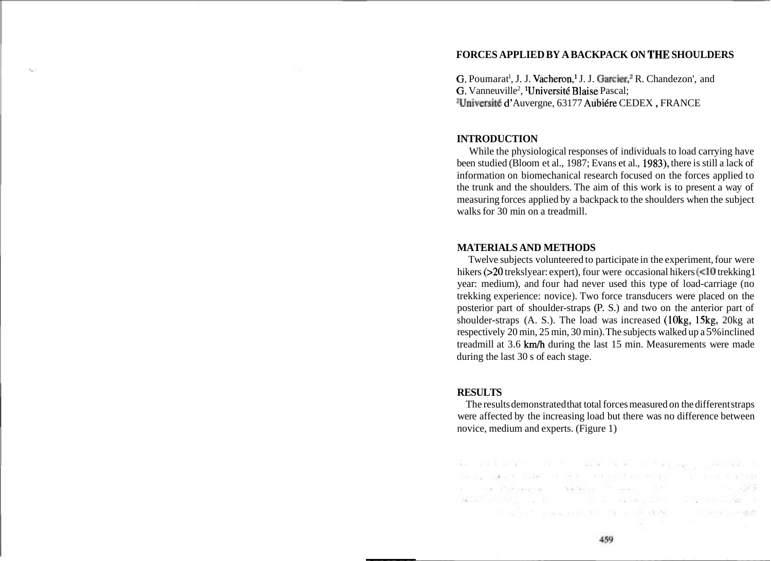# FORCES APPLIED BY A BACKPACK ON THE SHOULDERS

G. Poumarat[1], J. J. Vacheron,[1] J. J. Garcier,[2] R. Chandezon[1], and G. Vanneuville[2], [1]Université Blaise Pascal; [2]Université d'Auvergne, 63177 Aubiére CEDEX , FRANCE

## INTRODUCTION

While the physiological responses of individuals to load carrying have been studied (Bloom et al., 1987; Evans et al., 1983), there is still a lack of information on biomechanical research focused on the forces applied to the trunk and the shoulders. The aim of this work is to present a way of measuring forces applied by a backpack to the shoulders when the subject walks for 30 min on a treadmill.

## MATERIALS AND METHODS

Twelve subjects volunteered to participate in the experiment, four were hikers (>20 treks/year: expert), four were occasional hikers (<10 trekking/year: medium), and four had never used this type of load-carriage (no trekking experience: novice). Two force transducers were placed on the posterior part of shoulder-straps (P. S.) and two on the anterior part of shoulder-straps (A. S.). The load was increased (10kg, 15kg, 20kg at respectively 20 min, 25 min, 30 min). The subjects walked up a 5% inclined treadmill at 3.6 km/h during the last 15 min. Measurements were made during the last 30 s of each stage.

## RESULTS

The results demonstrated that total forces measured on the different straps were affected by the increasing load but there was no difference between novice, medium and experts. (Figure 1)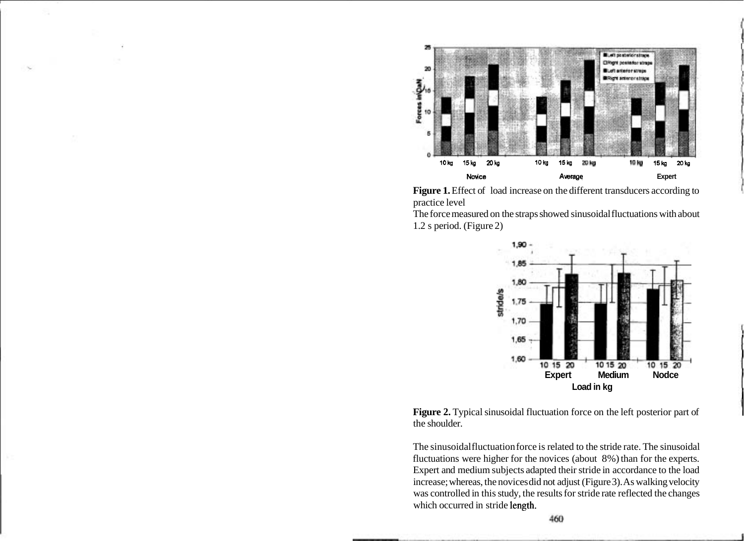**Figure 1.** Effect of load increase on the different transducers according to practice level

The force measured on the straps showed sinusoidal fluctuations with about 1.2 s period. (Figure 2)

**Figure 2.** Typical sinusoidal fluctuation force on the left posterior part of the shoulder.

The sinusoidal fluctuation force is related to the stride rate. The sinusoidal fluctuations were higher for the novices (about 8%) than for the experts. Expert and medium subjects adapted their stride in accordance to the load increase; whereas, the novices did not adjust (Figure 3). As walking velocity was controlled in this study, the results for stride rate reflected the changes which occurred in stride length.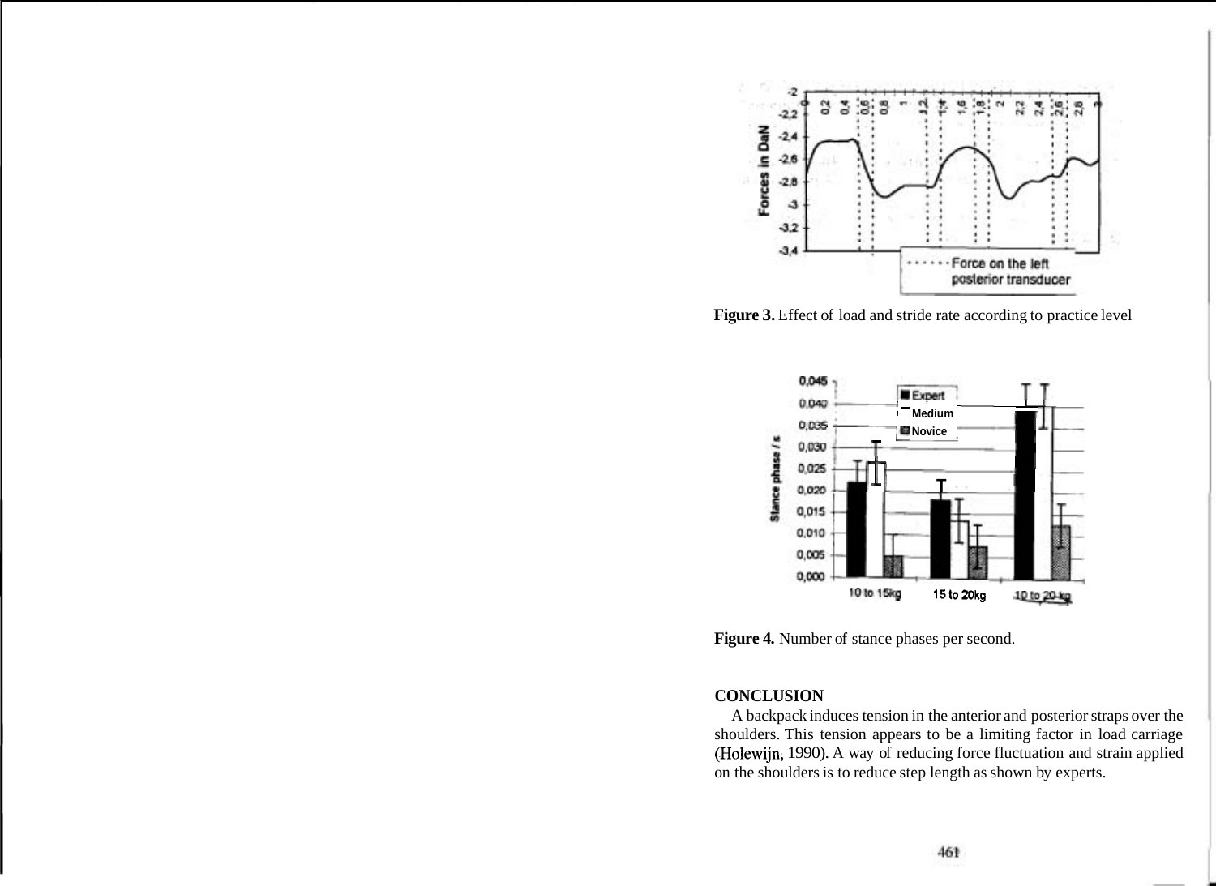**Figure 3.** Effect of load and stride rate according to practice level

**Figure 4.** Number of stance phases per second.

## CONCLUSION

A backpack induces tension in the anterior and posterior straps over the shoulders. This tension appears to be a limiting factor in load carriage (Holewijn, 1990). A way of reducing force fluctuation and strain applied on the shoulders is to reduce step length as shown by experts.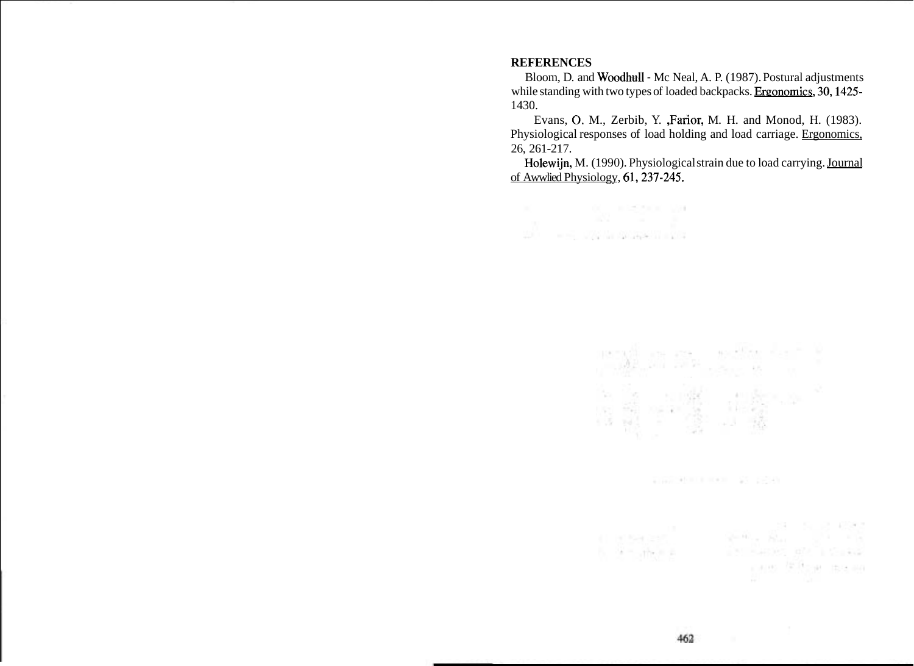**REFERENCES**

Bloom, D. and Woodhull - Mc Neal, A. P. (1987). Postural adjustments while standing with two types of loaded backpacks. Ergonomics, 30, 1425-1430.

Evans, O. M., Zerbib, Y. ,Farior, M. H. and Monod, H. (1983). Physiological responses of load holding and load carriage. Ergonomics, 26, 261-217.

Holewijn, M. (1990). Physiological strain due to load carrying. Journal of Awwlied Physiology, 61, 237-245.